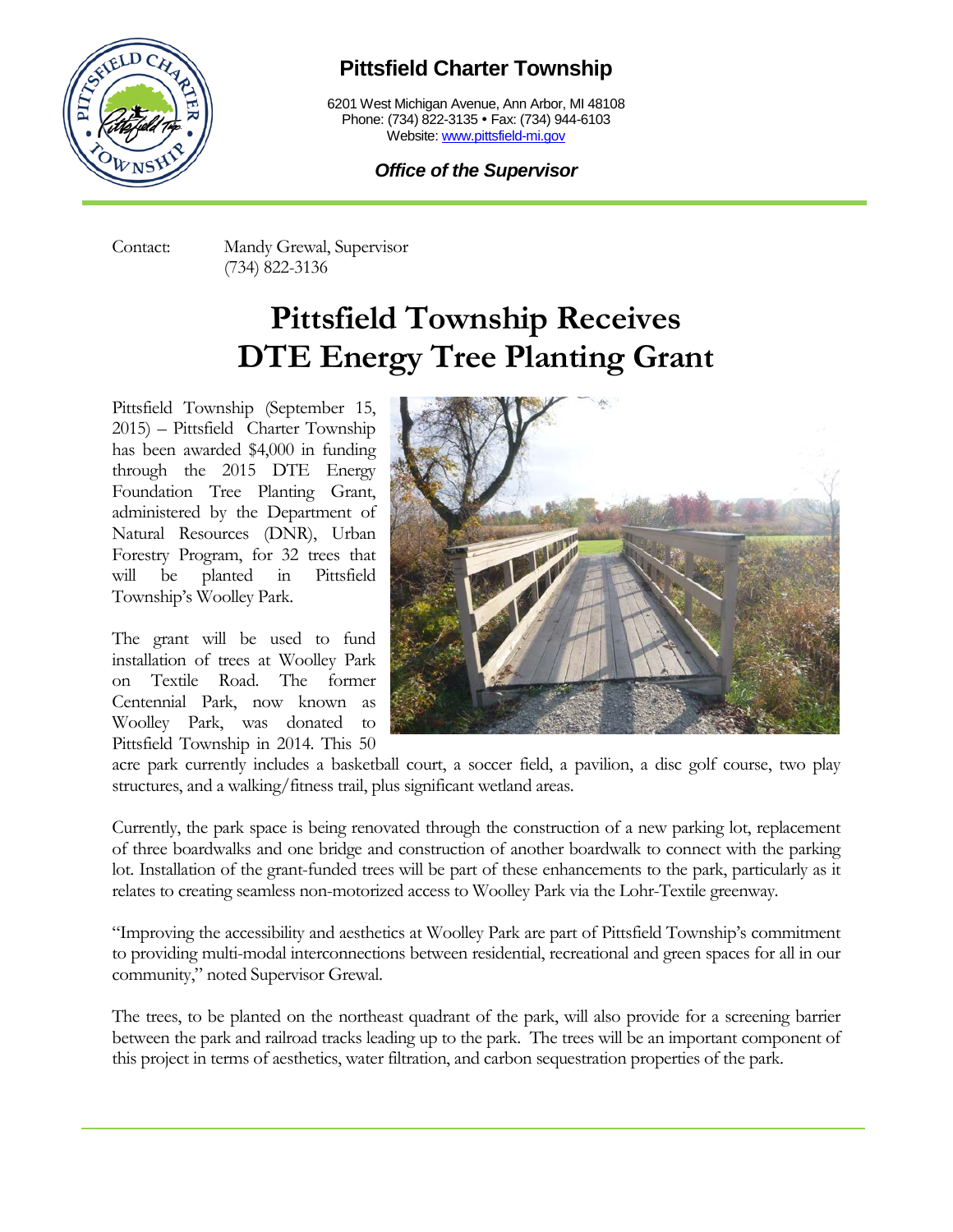# Pittsfield Charter Township

6201 West Michigan Avenue, Ann Arbor, MI 48108
Phone: (734) 822-3135 • Fax: (734) 944-6103
Website: www.pittsfield-mi.gov

***Office of the Supervisor***

Contact: Mandy Grewal, Supervisor
(734) 822-3136

## Pittsfield Township Receives DTE Energy Tree Planting Grant

Pittsfield Township (September 15, 2015) – Pittsfield Charter Township has been awarded $4,000 in funding through the 2015 DTE Energy Foundation Tree Planting Grant, administered by the Department of Natural Resources (DNR), Urban Forestry Program, for 32 trees that will be planted in Pittsfield Township's Woolley Park.

The grant will be used to fund installation of trees at Woolley Park on Textile Road. The former Centennial Park, now known as Woolley Park, was donated to Pittsfield Township in 2014. This 50 acre park currently includes a basketball court, a soccer field, a pavilion, a disc golf course, two play structures, and a walking/fitness trail, plus significant wetland areas.

Currently, the park space is being renovated through the construction of a new parking lot, replacement of three boardwalks and one bridge and construction of another boardwalk to connect with the parking lot. Installation of the grant-funded trees will be part of these enhancements to the park, particularly as it relates to creating seamless non-motorized access to Woolley Park via the Lohr-Textile greenway.

"Improving the accessibility and aesthetics at Woolley Park are part of Pittsfield Township's commitment to providing multi-modal interconnections between residential, recreational and green spaces for all in our community," noted Supervisor Grewal.

The trees, to be planted on the northeast quadrant of the park, will also provide for a screening barrier between the park and railroad tracks leading up to the park. The trees will be an important component of this project in terms of aesthetics, water filtration, and carbon sequestration properties of the park.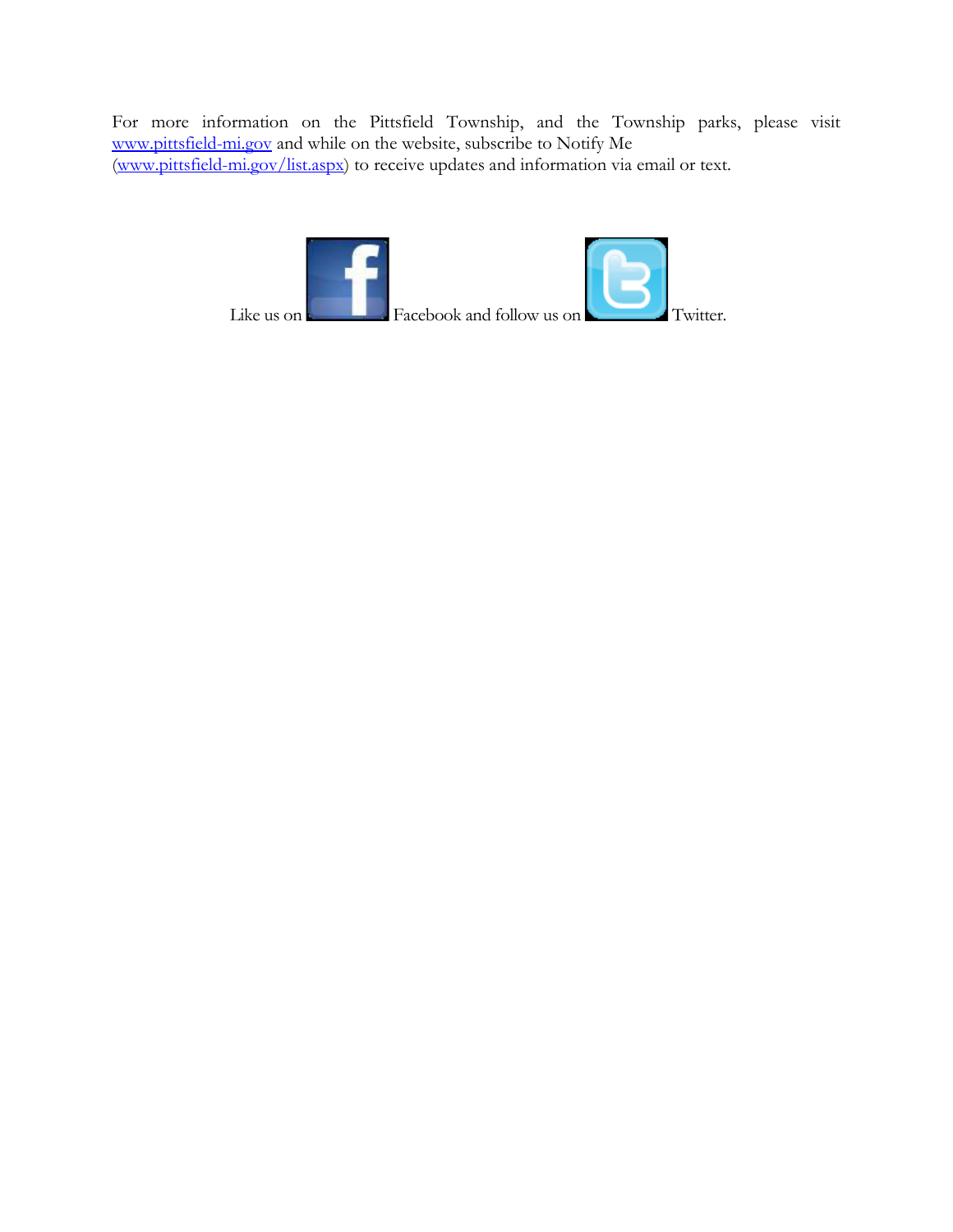For more information on the Pittsfield Township, and the Township parks, please visit www.pittsfield-mi.gov and while on the website, subscribe to Notify Me (www.pittsfield-mi.gov/list.aspx) to receive updates and information via email or text.

Like us on Facebook and follow us on Twitter.